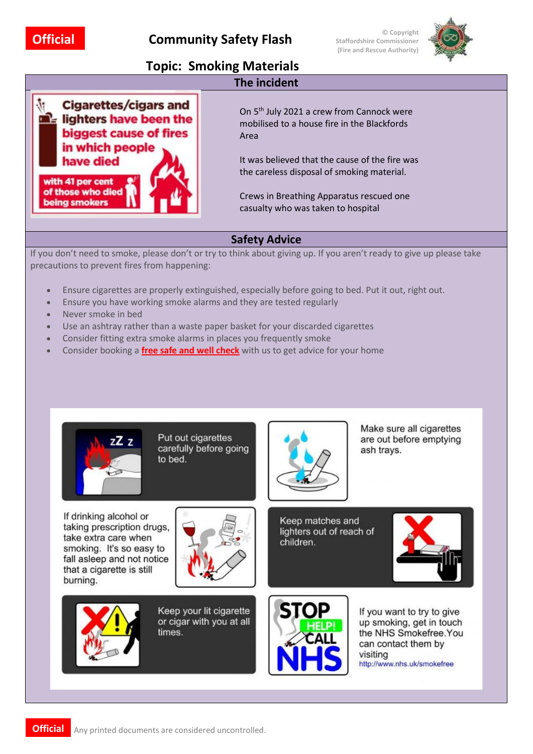Official

# Community Safety Flash

© Copyright Staffordshire Commissioner (Fire and Rescue Authority)

## Topic: Smoking Materials

### The incident

Cigarettes/cigars and lighters have been the biggest cause of fires in which people have died

with 41 per cent of those who died being smokers

On 5th July 2021 a crew from Cannock were mobilised to a house fire in the Blackfords Area

It was believed that the cause of the fire was the careless disposal of smoking material.

Crews in Breathing Apparatus rescued one casualty who was taken to hospital

### Safety Advice

If you don't need to smoke, please don't or try to think about giving up. If you aren't ready to give up please take precautions to prevent fires from happening:

- Ensure cigarettes are properly extinguished, especially before going to bed. Put it out, right out.
- Ensure you have working smoke alarms and they are tested regularly
- Never smoke in bed
- Use an ashtray rather than a waste paper basket for your discarded cigarettes
- Consider fitting extra smoke alarms in places you frequently smoke
- Consider booking a **free safe and well check** with us to get advice for your home

Put out cigarettes carefully before going to bed.

Make sure all cigarettes are out before emptying ash trays.

If drinking alcohol or taking prescription drugs, take extra care when smoking. It's so easy to fall asleep and not notice that a cigarette is still burning.

Keep matches and lighters out of reach of children.

Keep your lit cigarette or cigar with you at all times.

STOP HELP! CALL NHS

If you want to try to give up smoking, get in touch the NHS Smokefree. You can contact them by visiting http://www.nhs.uk/smokefree

Official Any printed documents are considered uncontrolled.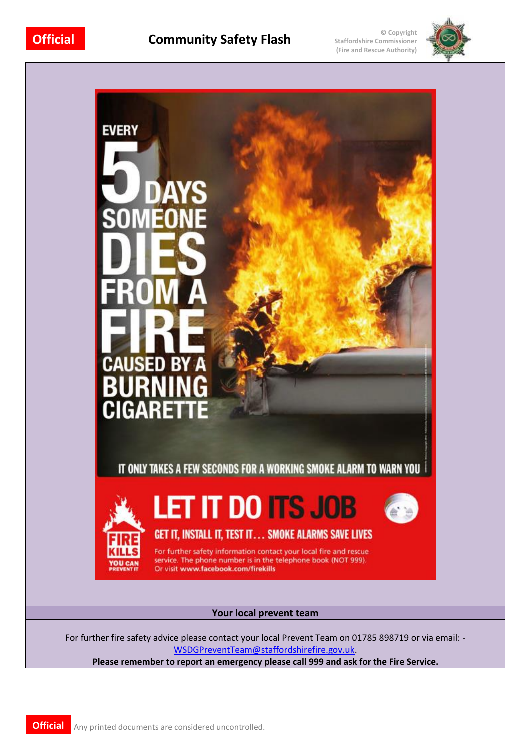Official

# Community Safety Flash

© Copyright Staffordshire Commissioner (Fire and Rescue Authority)

EVERY 5 DAYS SOMEONE DIES FROM A FIRE CAUSED BY A BURNING CIGARETTE

IT ONLY TAKES A FEW SECONDS FOR A WORKING SMOKE ALARM TO WARN YOU

LET IT DO ITS JOB

GET IT, INSTALL IT, TEST IT… SMOKE ALARMS SAVE LIVES

FIRE KILLS YOU CAN PREVENT IT

For further safety information contact your local fire and rescue service. The phone number is in the telephone book (NOT 999). Or visit www.facebook.com/firekills

## Your local prevent team

For further fire safety advice please contact your local Prevent Team on 01785 898719 or via email: - WSDGPreventTeam@staffordshirefire.gov.uk.

**Please remember to report an emergency please call 999 and ask for the Fire Service.**

Official Any printed documents are considered uncontrolled.